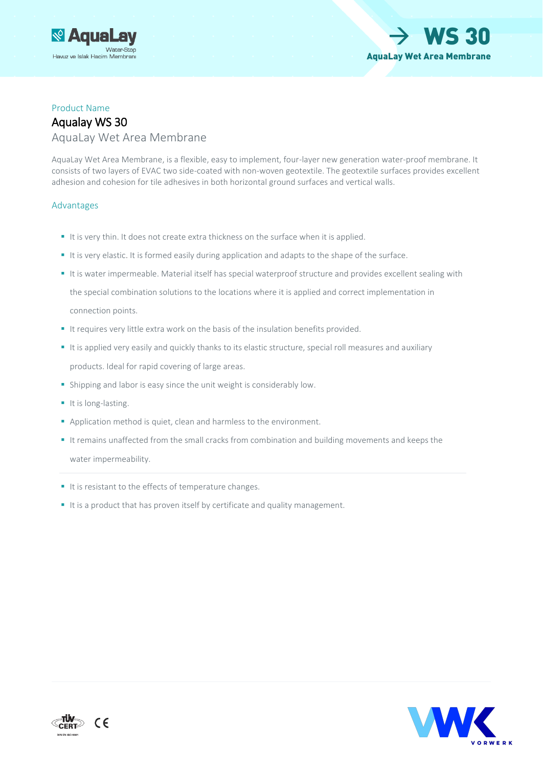Product Name

# Aqualay WS 30

## AquaLay Wet Area Membrane

AquaLay Wet Area Membrane, is a flexible, easy to implement, four-layer new generation water-proof membrane. It consists of two layers of EVAC two side-coated with non-woven geotextile. The geotextile surfaces provides excellent adhesion and cohesion for tile adhesives in both horizontal ground surfaces and vertical walls.

### Advantages

- It is very thin. It does not create extra thickness on the surface when it is applied.
- It is very elastic. It is formed easily during application and adapts to the shape of the surface.
- It is water impermeable. Material itself has special waterproof structure and provides excellent sealing with the special combination solutions to the locations where it is applied and correct implementation in connection points.
- It requires very little extra work on the basis of the insulation benefits provided.
- It is applied very easily and quickly thanks to its elastic structure, special roll measures and auxiliary products. Ideal for rapid covering of large areas.
- Shipping and labor is easy since the unit weight is considerably low.
- It is long-lasting.
- Application method is quiet, clean and harmless to the environment.
- It remains unaffected from the small cracks from combination and building movements and keeps the water impermeability.
- It is resistant to the effects of temperature changes.
- It is a product that has proven itself by certificate and quality management.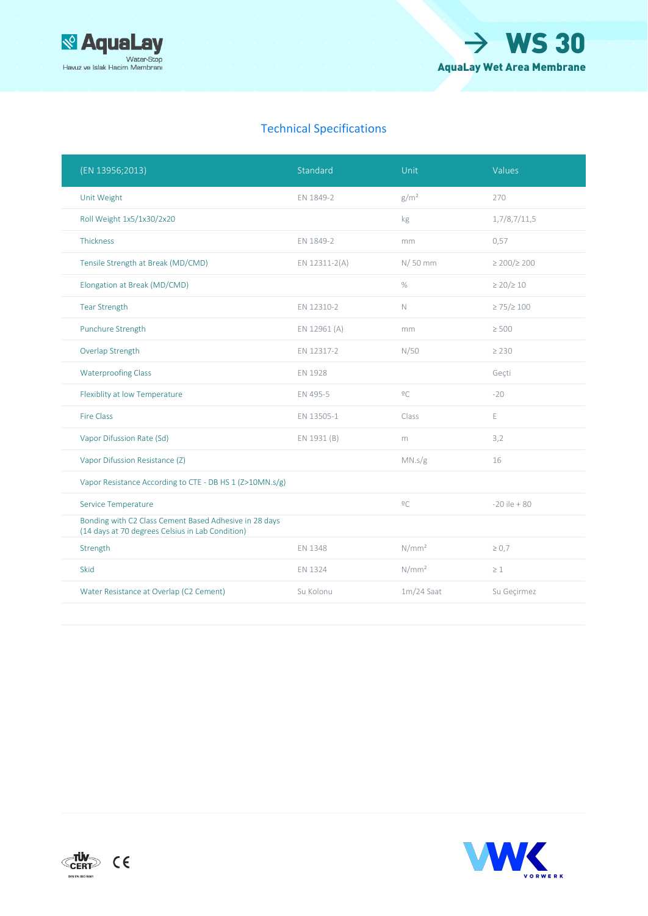# WS 30

**AquaLay Wet Area Membrane**

## Technical Specifications

| (EN 13956;2013) | Standard | Unit | Values |
|---|---|---|---|
| Unit Weight | EN 1849-2 | g/m² | 270 |
| Roll Weight 1x5/1x30/2x20 | | kg | 1,7/8,7/11,5 |
| Thickness | EN 1849-2 | mm | 0,57 |
| Tensile Strength at Break (MD/CMD) | EN 12311-2(A) | N/ 50 mm | ≥ 200/≥ 200 |
| Elongation at Break (MD/CMD) | | % | ≥ 20/≥ 10 |
| Tear Strength | EN 12310-2 | N | ≥ 75/≥ 100 |
| Punchure Strength | EN 12961 (A) | mm | ≥ 500 |
| Overlap Strength | EN 12317-2 | N/50 | ≥ 230 |
| Waterproofing Class | EN 1928 | | Geçti |
| Flexiblity at low Temperature | EN 495-5 | ºC | -20 |
| Fire Class | EN 13505-1 | Class | E |
| Vapor Difusion Rate (Sd) | EN 1931 (B) | m | 3,2 |
| Vapor Difusion Resistance (Z) | | MN.s/g | 16 |
| Vapor Resistance According to CTE - DB HS 1 (Z>10MN.s/g) | | | |
| Service Temperature | | ºC | -20 ile + 80 |
| Bonding with C2 Class Cement Based Adhesive in 28 days (14 days at 70 degrees Celsius in Lab Condition) | | | |
| Strength | EN 1348 | N/mm² | ≥ 0,7 |
| Skid | EN 1324 | N/mm² | ≥ 1 |
| Water Resistance at Overlap (C2 Cement) | Su Kolonu | 1m/24 Saat | Su Geçirmez |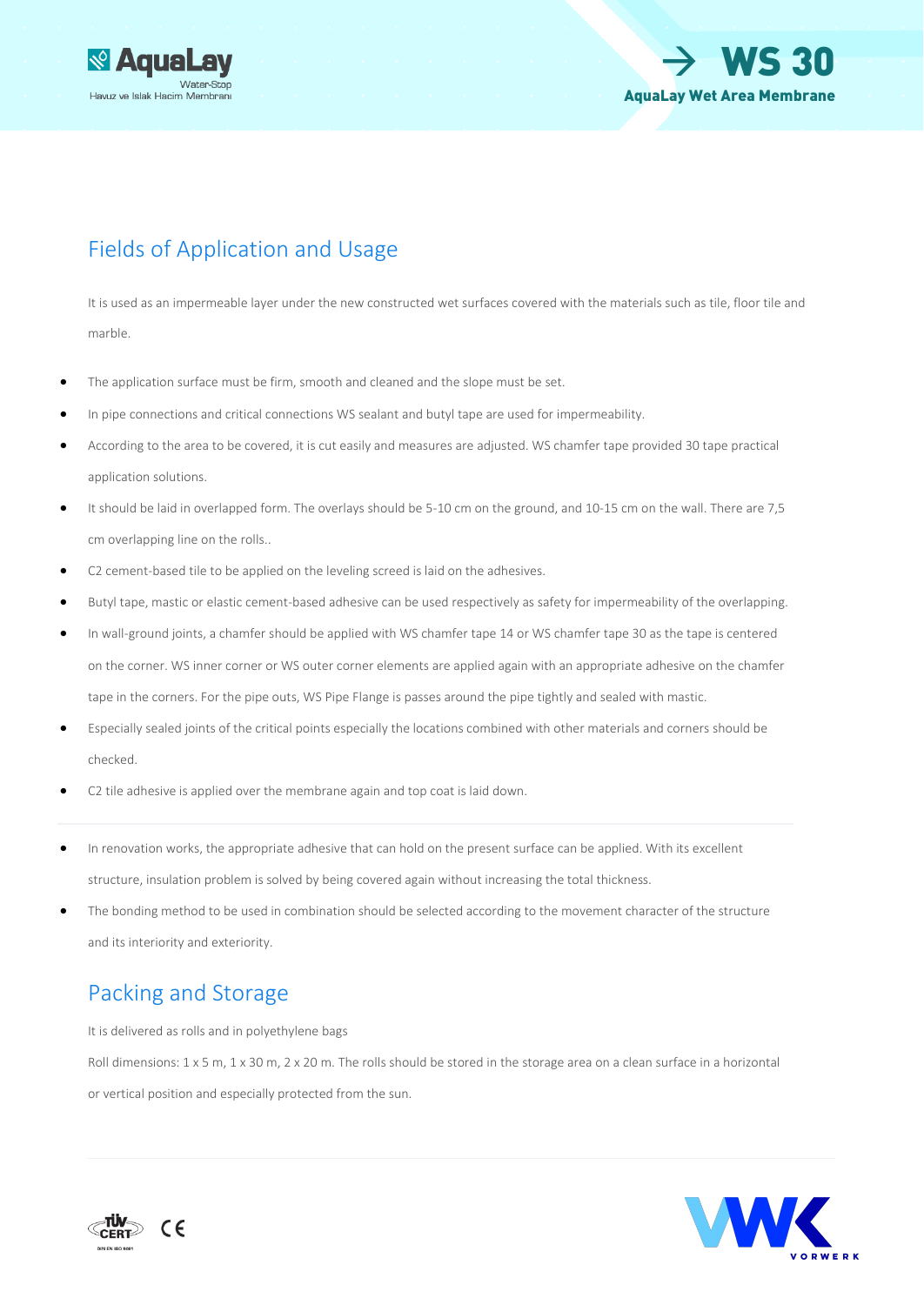## Fields of Application and Usage

It is used as an impermeable layer under the new constructed wet surfaces covered with the materials such as tile, floor tile and marble.

- The application surface must be firm, smooth and cleaned and the slope must be set.
- In pipe connections and critical connections WS sealant and butyl tape are used for impermeability.
- According to the area to be covered, it is cut easily and measures are adjusted. WS chamfer tape provided 30 tape practical application solutions.
- It should be laid in overlapped form. The overlays should be 5-10 cm on the ground, and 10-15 cm on the wall. There are 7,5 cm overlapping line on the rolls..
- C2 cement-based tile to be applied on the leveling screed is laid on the adhesives.
- Butyl tape, mastic or elastic cement-based adhesive can be used respectively as safety for impermeability of the overlapping.
- In wall-ground joints, a chamfer should be applied with WS chamfer tape 14 or WS chamfer tape 30 as the tape is centered on the corner. WS inner corner or WS outer corner elements are applied again with an appropriate adhesive on the chamfer tape in the corners. For the pipe outs, WS Pipe Flange is passes around the pipe tightly and sealed with mastic.
- Especially sealed joints of the critical points especially the locations combined with other materials and corners should be checked.
- C2 tile adhesive is applied over the membrane again and top coat is laid down.

---

- In renovation works, the appropriate adhesive that can hold on the present surface can be applied. With its excellent structure, insulation problem is solved by being covered again without increasing the total thickness.
- The bonding method to be used in combination should be selected according to the movement character of the structure and its interiority and exteriority.

## Packing and Storage

It is delivered as rolls and in polyethylene bags

Roll dimensions: 1 x 5 m, 1 x 30 m, 2 x 20 m. The rolls should be stored in the storage area on a clean surface in a horizontal or vertical position and especially protected from the sun.